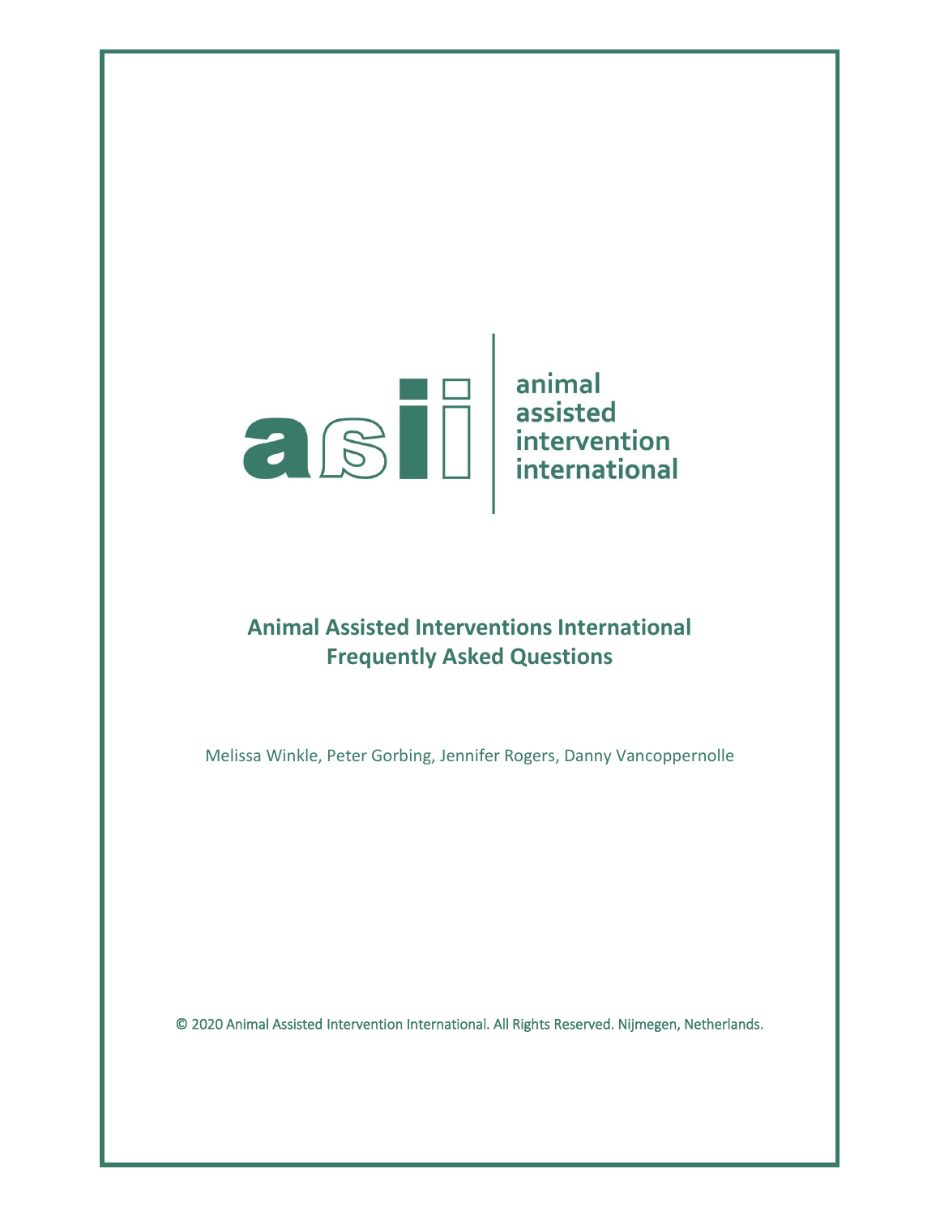animal
assisted
intervention
international

# Animal Assisted Interventions International
# Frequently Asked Questions

Melissa Winkle, Peter Gorbing, Jennifer Rogers, Danny Vancoppernolle

© 2020 Animal Assisted Intervention International. All Rights Reserved. Nijmegen, Netherlands.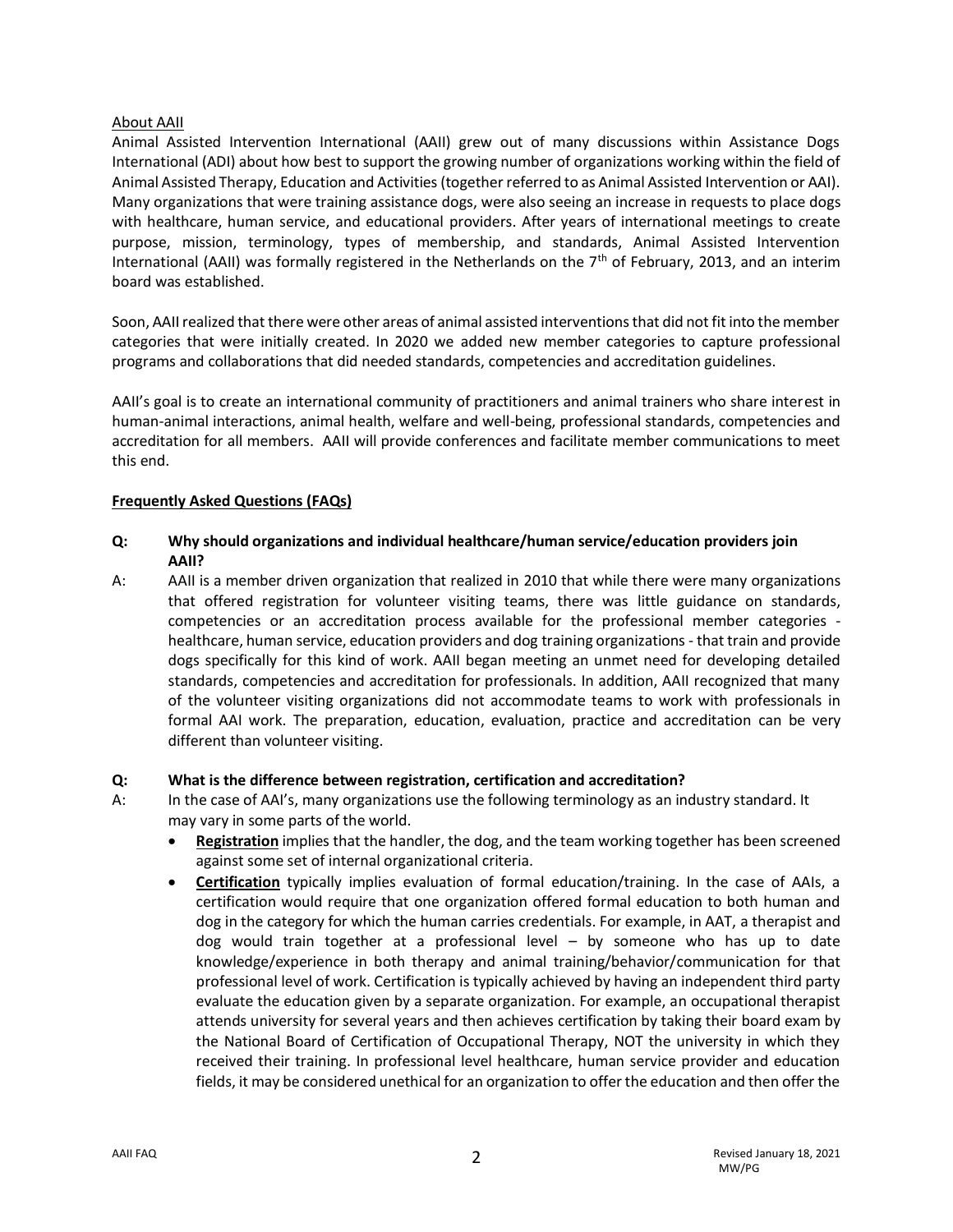About AAII

Animal Assisted Intervention International (AAII) grew out of many discussions within Assistance Dogs International (ADI) about how best to support the growing number of organizations working within the field of Animal Assisted Therapy, Education and Activities (together referred to as Animal Assisted Intervention or AAI). Many organizations that were training assistance dogs, were also seeing an increase in requests to place dogs with healthcare, human service, and educational providers. After years of international meetings to create purpose, mission, terminology, types of membership, and standards, Animal Assisted Intervention International (AAII) was formally registered in the Netherlands on the 7th of February, 2013, and an interim board was established.

Soon, AAII realized that there were other areas of animal assisted interventions that did not fit into the member categories that were initially created. In 2020 we added new member categories to capture professional programs and collaborations that did needed standards, competencies and accreditation guidelines.

AAII's goal is to create an international community of practitioners and animal trainers who share interest in human-animal interactions, animal health, welfare and well-being, professional standards, competencies and accreditation for all members. AAII will provide conferences and facilitate member communications to meet this end.

## Frequently Asked Questions (FAQs)

**Q: Why should organizations and individual healthcare/human service/education providers join AAII?**

A: AAII is a member driven organization that realized in 2010 that while there were many organizations that offered registration for volunteer visiting teams, there was little guidance on standards, competencies or an accreditation process available for the professional member categories - healthcare, human service, education providers and dog training organizations - that train and provide dogs specifically for this kind of work. AAII began meeting an unmet need for developing detailed standards, competencies and accreditation for professionals. In addition, AAII recognized that many of the volunteer visiting organizations did not accommodate teams to work with professionals in formal AAI work. The preparation, education, evaluation, practice and accreditation can be very different than volunteer visiting.

**Q: What is the difference between registration, certification and accreditation?**

A: In the case of AAI's, many organizations use the following terminology as an industry standard. It may vary in some parts of the world.

- **Registration** implies that the handler, the dog, and the team working together has been screened against some set of internal organizational criteria.
- **Certification** typically implies evaluation of formal education/training. In the case of AAIs, a certification would require that one organization offered formal education to both human and dog in the category for which the human carries credentials. For example, in AAT, a therapist and dog would train together at a professional level – by someone who has up to date knowledge/experience in both therapy and animal training/behavior/communication for that professional level of work. Certification is typically achieved by having an independent third party evaluate the education given by a separate organization. For example, an occupational therapist attends university for several years and then achieves certification by taking their board exam by the National Board of Certification of Occupational Therapy, NOT the university in which they received their training. In professional level healthcare, human service provider and education fields, it may be considered unethical for an organization to offer the education and then offer the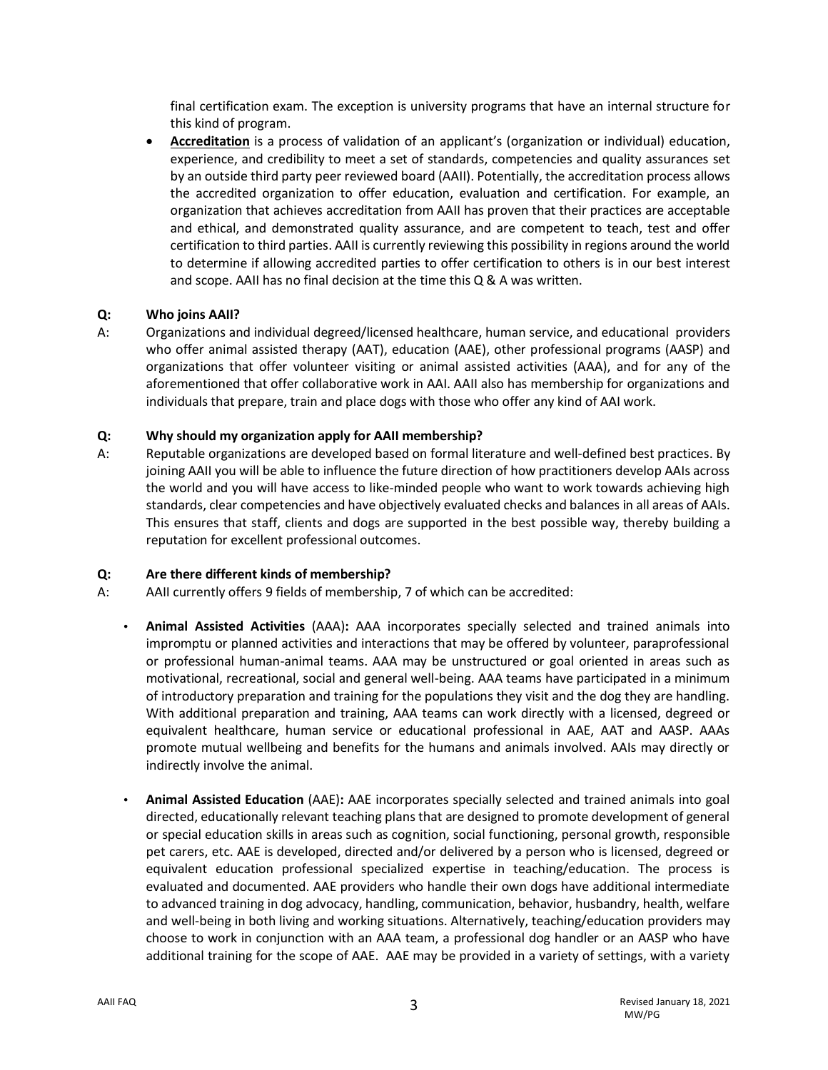final certification exam. The exception is university programs that have an internal structure for this kind of program.

- **Accreditation** is a process of validation of an applicant's (organization or individual) education, experience, and credibility to meet a set of standards, competencies and quality assurances set by an outside third party peer reviewed board (AAII). Potentially, the accreditation process allows the accredited organization to offer education, evaluation and certification. For example, an organization that achieves accreditation from AAII has proven that their practices are acceptable and ethical, and demonstrated quality assurance, and are competent to teach, test and offer certification to third parties. AAII is currently reviewing this possibility in regions around the world to determine if allowing accredited parties to offer certification to others is in our best interest and scope. AAII has no final decision at the time this Q & A was written.

**Q: Who joins AAII?**

A: Organizations and individual degreed/licensed healthcare, human service, and educational providers who offer animal assisted therapy (AAT), education (AAE), other professional programs (AASP) and organizations that offer volunteer visiting or animal assisted activities (AAA), and for any of the aforementioned that offer collaborative work in AAI. AAII also has membership for organizations and individuals that prepare, train and place dogs with those who offer any kind of AAI work.

**Q: Why should my organization apply for AAII membership?**

A: Reputable organizations are developed based on formal literature and well-defined best practices. By joining AAII you will be able to influence the future direction of how practitioners develop AAIs across the world and you will have access to like-minded people who want to work towards achieving high standards, clear competencies and have objectively evaluated checks and balances in all areas of AAIs. This ensures that staff, clients and dogs are supported in the best possible way, thereby building a reputation for excellent professional outcomes.

**Q: Are there different kinds of membership?**

A: AAII currently offers 9 fields of membership, 7 of which can be accredited:

- **Animal Assisted Activities** (AAA)**:** AAA incorporates specially selected and trained animals into impromptu or planned activities and interactions that may be offered by volunteer, paraprofessional or professional human-animal teams. AAA may be unstructured or goal oriented in areas such as motivational, recreational, social and general well-being. AAA teams have participated in a minimum of introductory preparation and training for the populations they visit and the dog they are handling. With additional preparation and training, AAA teams can work directly with a licensed, degreed or equivalent healthcare, human service or educational professional in AAE, AAT and AASP. AAAs promote mutual wellbeing and benefits for the humans and animals involved. AAIs may directly or indirectly involve the animal.

- **Animal Assisted Education** (AAE)**:** AAE incorporates specially selected and trained animals into goal directed, educationally relevant teaching plans that are designed to promote development of general or special education skills in areas such as cognition, social functioning, personal growth, responsible pet carers, etc. AAE is developed, directed and/or delivered by a person who is licensed, degreed or equivalent education professional specialized expertise in teaching/education. The process is evaluated and documented. AAE providers who handle their own dogs have additional intermediate to advanced training in dog advocacy, handling, communication, behavior, husbandry, health, welfare and well-being in both living and working situations. Alternatively, teaching/education providers may choose to work in conjunction with an AAA team, a professional dog handler or an AASP who have additional training for the scope of AAE. AAE may be provided in a variety of settings, with a variety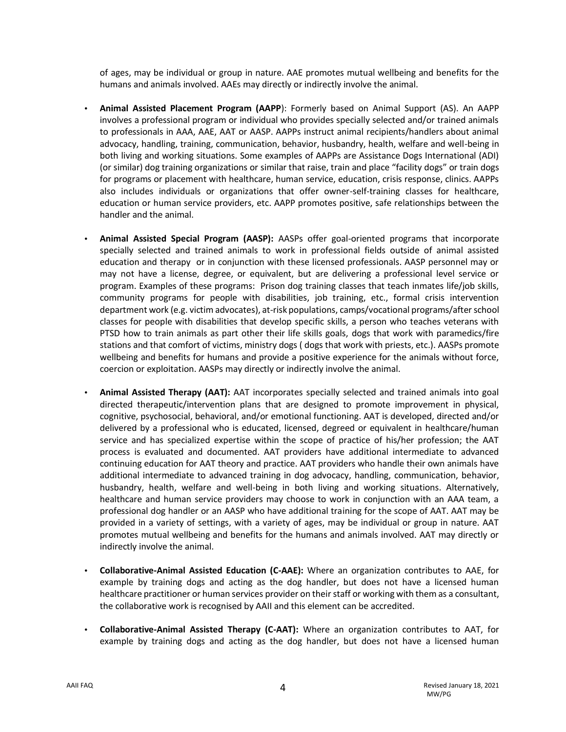of ages, may be individual or group in nature. AAE promotes mutual wellbeing and benefits for the humans and animals involved. AAEs may directly or indirectly involve the animal.

- **Animal Assisted Placement Program (AAPP**): Formerly based on Animal Support (AS). An AAPP involves a professional program or individual who provides specially selected and/or trained animals to professionals in AAA, AAE, AAT or AASP. AAPPs instruct animal recipients/handlers about animal advocacy, handling, training, communication, behavior, husbandry, health, welfare and well-being in both living and working situations. Some examples of AAPPs are Assistance Dogs International (ADI) (or similar) dog training organizations or similar that raise, train and place "facility dogs" or train dogs for programs or placement with healthcare, human service, education, crisis response, clinics. AAPPs also includes individuals or organizations that offer owner-self-training classes for healthcare, education or human service providers, etc. AAPP promotes positive, safe relationships between the handler and the animal.

- **Animal Assisted Special Program (AASP):** AASPs offer goal-oriented programs that incorporate specially selected and trained animals to work in professional fields outside of animal assisted education and therapy or in conjunction with these licensed professionals. AASP personnel may or may not have a license, degree, or equivalent, but are delivering a professional level service or program. Examples of these programs: Prison dog training classes that teach inmates life/job skills, community programs for people with disabilities, job training, etc., formal crisis intervention department work (e.g. victim advocates), at-risk populations, camps/vocational programs/after school classes for people with disabilities that develop specific skills, a person who teaches veterans with PTSD how to train animals as part other their life skills goals, dogs that work with paramedics/fire stations and that comfort of victims, ministry dogs ( dogs that work with priests, etc.). AASPs promote wellbeing and benefits for humans and provide a positive experience for the animals without force, coercion or exploitation. AASPs may directly or indirectly involve the animal.

- **Animal Assisted Therapy (AAT):** AAT incorporates specially selected and trained animals into goal directed therapeutic/intervention plans that are designed to promote improvement in physical, cognitive, psychosocial, behavioral, and/or emotional functioning. AAT is developed, directed and/or delivered by a professional who is educated, licensed, degreed or equivalent in healthcare/human service and has specialized expertise within the scope of practice of his/her profession; the AAT process is evaluated and documented. AAT providers have additional intermediate to advanced continuing education for AAT theory and practice. AAT providers who handle their own animals have additional intermediate to advanced training in dog advocacy, handling, communication, behavior, husbandry, health, welfare and well-being in both living and working situations. Alternatively, healthcare and human service providers may choose to work in conjunction with an AAA team, a professional dog handler or an AASP who have additional training for the scope of AAT. AAT may be provided in a variety of settings, with a variety of ages, may be individual or group in nature. AAT promotes mutual wellbeing and benefits for the humans and animals involved. AAT may directly or indirectly involve the animal.

- **Collaborative-Animal Assisted Education (C-AAE):** Where an organization contributes to AAE, for example by training dogs and acting as the dog handler, but does not have a licensed human healthcare practitioner or human services provider on their staff or working with them as a consultant, the collaborative work is recognised by AAII and this element can be accredited.

- **Collaborative-Animal Assisted Therapy (C-AAT):** Where an organization contributes to AAT, for example by training dogs and acting as the dog handler, but does not have a licensed human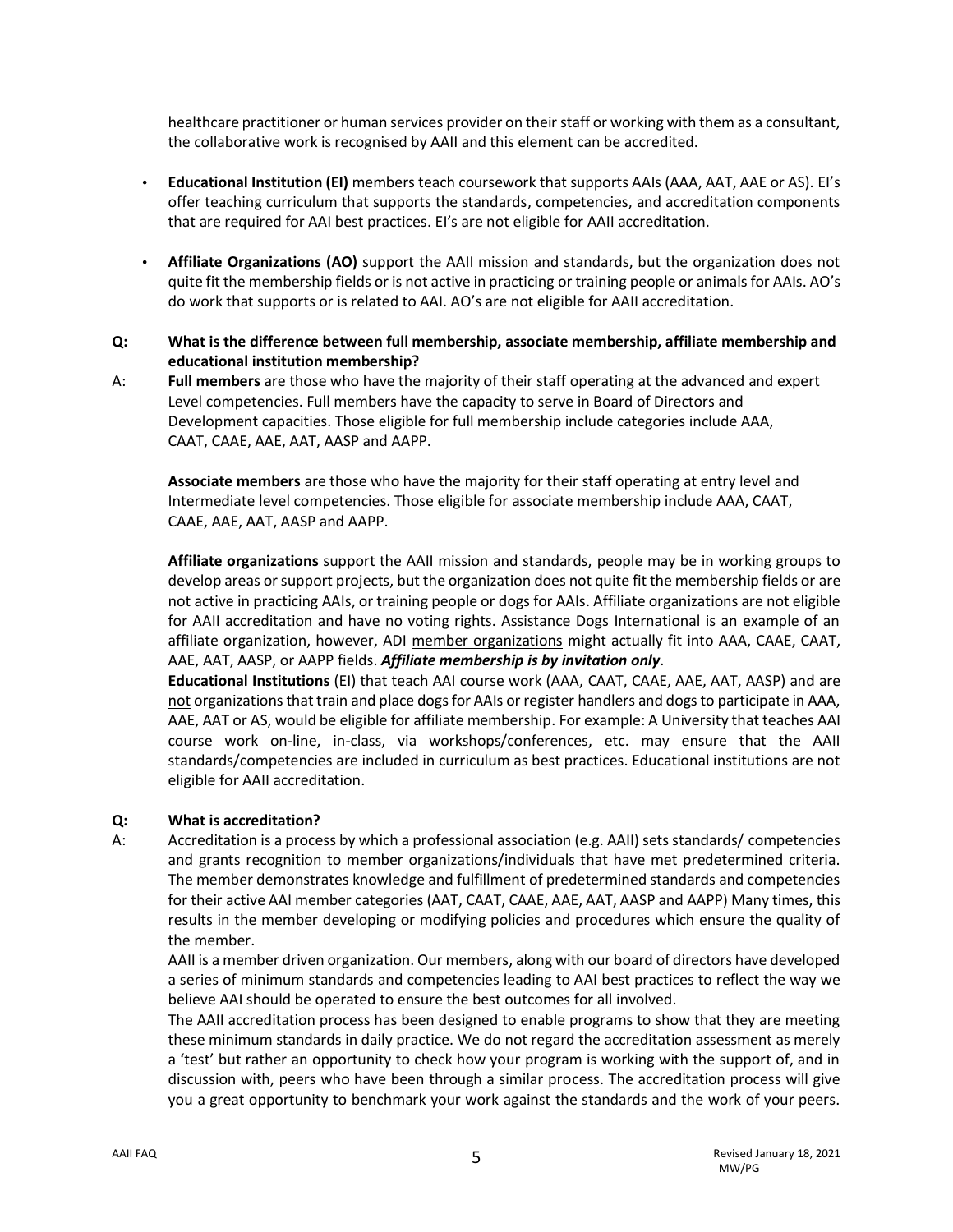healthcare practitioner or human services provider on their staff or working with them as a consultant, the collaborative work is recognised by AAII and this element can be accredited.

- **Educational Institution (EI)** members teach coursework that supports AAIs (AAA, AAT, AAE or AS). EI's offer teaching curriculum that supports the standards, competencies, and accreditation components that are required for AAI best practices. EI's are not eligible for AAII accreditation.
- **Affiliate Organizations (AO)** support the AAII mission and standards, but the organization does not quite fit the membership fields or is not active in practicing or training people or animals for AAIs. AO's do work that supports or is related to AAI. AO's are not eligible for AAII accreditation.

**Q: What is the difference between full membership, associate membership, affiliate membership and educational institution membership?**

A: **Full members** are those who have the majority of their staff operating at the advanced and expert Level competencies. Full members have the capacity to serve in Board of Directors and Development capacities. Those eligible for full membership include categories include AAA, CAAT, CAAE, AAE, AAT, AASP and AAPP.

**Associate members** are those who have the majority for their staff operating at entry level and Intermediate level competencies. Those eligible for associate membership include AAA, CAAT, CAAE, AAE, AAT, AASP and AAPP.

**Affiliate organizations** support the AAII mission and standards, people may be in working groups to develop areas or support projects, but the organization does not quite fit the membership fields or are not active in practicing AAIs, or training people or dogs for AAIs. Affiliate organizations are not eligible for AAII accreditation and have no voting rights. Assistance Dogs International is an example of an affiliate organization, however, ADI member organizations might actually fit into AAA, CAAE, CAAT, AAE, AAT, AASP, or AAPP fields. ***Affiliate membership is by invitation only***.

**Educational Institutions** (EI) that teach AAI course work (AAA, CAAT, CAAE, AAE, AAT, AASP) and are not organizations that train and place dogs for AAIs or register handlers and dogs to participate in AAA, AAE, AAT or AS, would be eligible for affiliate membership. For example: A University that teaches AAI course work on-line, in-class, via workshops/conferences, etc. may ensure that the AAII standards/competencies are included in curriculum as best practices. Educational institutions are not eligible for AAII accreditation.

**Q: What is accreditation?**

A: Accreditation is a process by which a professional association (e.g. AAII) sets standards/ competencies and grants recognition to member organizations/individuals that have met predetermined criteria. The member demonstrates knowledge and fulfillment of predetermined standards and competencies for their active AAI member categories (AAT, CAAT, CAAE, AAE, AAT, AASP and AAPP) Many times, this results in the member developing or modifying policies and procedures which ensure the quality of the member.

AAII is a member driven organization. Our members, along with our board of directors have developed a series of minimum standards and competencies leading to AAI best practices to reflect the way we believe AAI should be operated to ensure the best outcomes for all involved.

The AAII accreditation process has been designed to enable programs to show that they are meeting these minimum standards in daily practice. We do not regard the accreditation assessment as merely a 'test' but rather an opportunity to check how your program is working with the support of, and in discussion with, peers who have been through a similar process. The accreditation process will give you a great opportunity to benchmark your work against the standards and the work of your peers.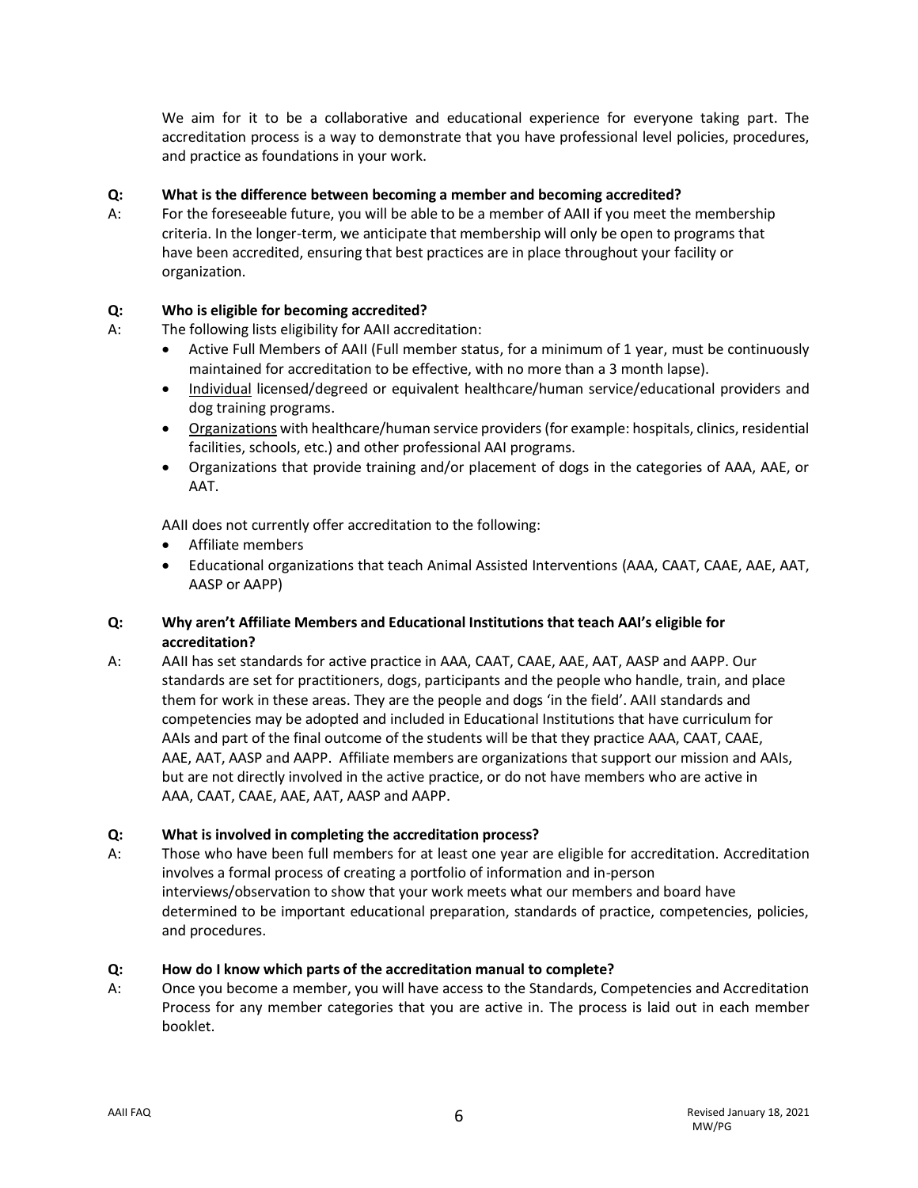We aim for it to be a collaborative and educational experience for everyone taking part. The accreditation process is a way to demonstrate that you have professional level policies, procedures, and practice as foundations in your work.

**Q: What is the difference between becoming a member and becoming accredited?**

A: For the foreseeable future, you will be able to be a member of AAII if you meet the membership criteria. In the longer-term, we anticipate that membership will only be open to programs that have been accredited, ensuring that best practices are in place throughout your facility or organization.

**Q: Who is eligible for becoming accredited?**

A: The following lists eligibility for AAII accreditation:

- Active Full Members of AAII (Full member status, for a minimum of 1 year, must be continuously maintained for accreditation to be effective, with no more than a 3 month lapse).
- <u>Individual</u> licensed/degreed or equivalent healthcare/human service/educational providers and dog training programs.
- <u>Organizations</u> with healthcare/human service providers (for example: hospitals, clinics, residential facilities, schools, etc.) and other professional AAI programs.
- Organizations that provide training and/or placement of dogs in the categories of AAA, AAE, or AAT.

AAII does not currently offer accreditation to the following:

- Affiliate members
- Educational organizations that teach Animal Assisted Interventions (AAA, CAAT, CAAE, AAE, AAT, AASP or AAPP)

**Q: Why aren't Affiliate Members and Educational Institutions that teach AAI's eligible for accreditation?**

A: AAII has set standards for active practice in AAA, CAAT, CAAE, AAE, AAT, AASP and AAPP. Our standards are set for practitioners, dogs, participants and the people who handle, train, and place them for work in these areas. They are the people and dogs 'in the field'. AAII standards and competencies may be adopted and included in Educational Institutions that have curriculum for AAIs and part of the final outcome of the students will be that they practice AAA, CAAT, CAAE, AAE, AAT, AASP and AAPP. Affiliate members are organizations that support our mission and AAIs, but are not directly involved in the active practice, or do not have members who are active in AAA, CAAT, CAAE, AAE, AAT, AASP and AAPP.

**Q: What is involved in completing the accreditation process?**

A: Those who have been full members for at least one year are eligible for accreditation. Accreditation involves a formal process of creating a portfolio of information and in-person interviews/observation to show that your work meets what our members and board have determined to be important educational preparation, standards of practice, competencies, policies, and procedures.

**Q: How do I know which parts of the accreditation manual to complete?**

A: Once you become a member, you will have access to the Standards, Competencies and Accreditation Process for any member categories that you are active in. The process is laid out in each member booklet.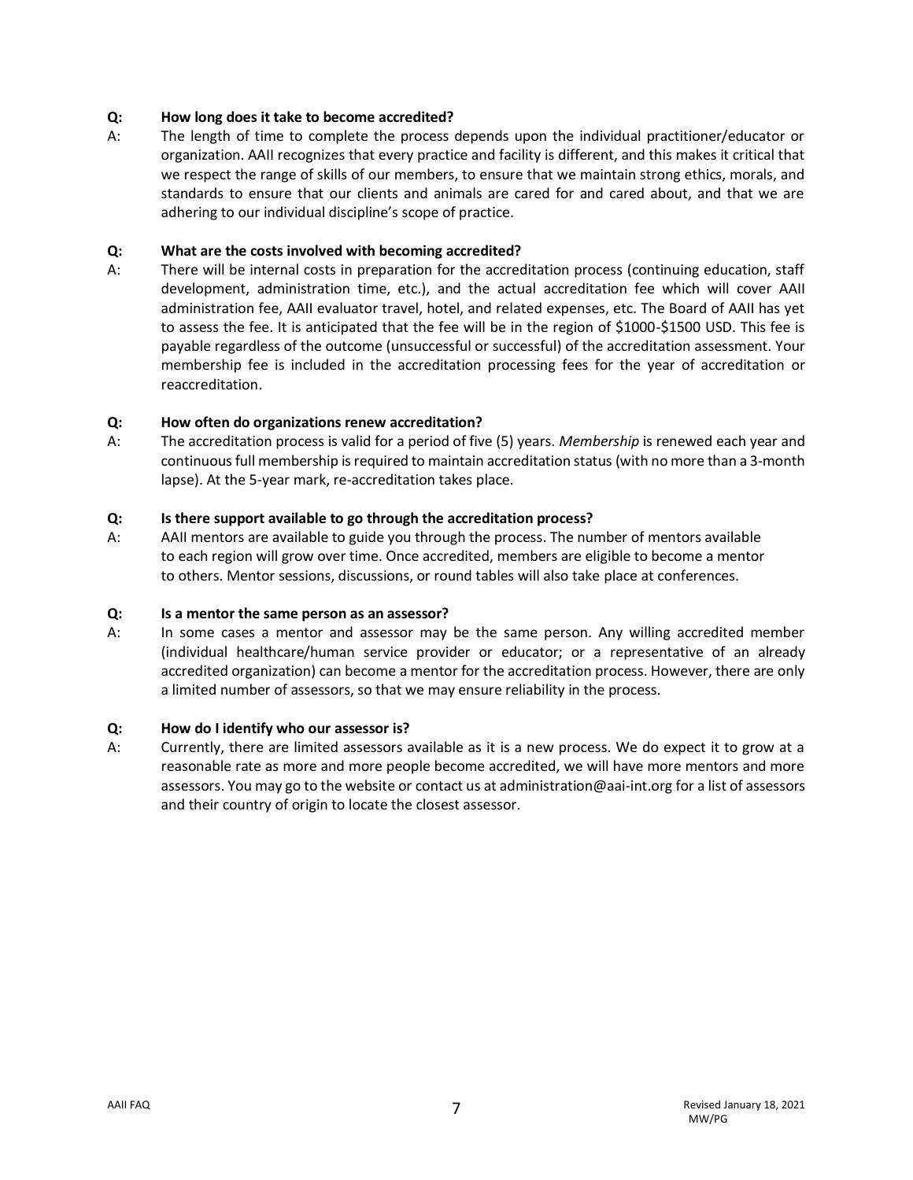**Q: How long does it take to become accredited?**

A: The length of time to complete the process depends upon the individual practitioner/educator or organization. AAII recognizes that every practice and facility is different, and this makes it critical that we respect the range of skills of our members, to ensure that we maintain strong ethics, morals, and standards to ensure that our clients and animals are cared for and cared about, and that we are adhering to our individual discipline's scope of practice.

**Q: What are the costs involved with becoming accredited?**

A: There will be internal costs in preparation for the accreditation process (continuing education, staff development, administration time, etc.), and the actual accreditation fee which will cover AAII administration fee, AAII evaluator travel, hotel, and related expenses, etc. The Board of AAII has yet to assess the fee. It is anticipated that the fee will be in the region of $1000-$1500 USD. This fee is payable regardless of the outcome (unsuccessful or successful) of the accreditation assessment. Your membership fee is included in the accreditation processing fees for the year of accreditation or reaccreditation.

**Q: How often do organizations renew accreditation?**

A: The accreditation process is valid for a period of five (5) years. *Membership* is renewed each year and continuous full membership is required to maintain accreditation status (with no more than a 3-month lapse). At the 5-year mark, re-accreditation takes place.

**Q: Is there support available to go through the accreditation process?**

A: AAII mentors are available to guide you through the process. The number of mentors available to each region will grow over time. Once accredited, members are eligible to become a mentor to others. Mentor sessions, discussions, or round tables will also take place at conferences.

**Q: Is a mentor the same person as an assessor?**

A: In some cases a mentor and assessor may be the same person. Any willing accredited member (individual healthcare/human service provider or educator; or a representative of an already accredited organization) can become a mentor for the accreditation process. However, there are only a limited number of assessors, so that we may ensure reliability in the process.

**Q: How do I identify who our assessor is?**

A: Currently, there are limited assessors available as it is a new process. We do expect it to grow at a reasonable rate as more and more people become accredited, we will have more mentors and more assessors. You may go to the website or contact us at administration@aai-int.org for a list of assessors and their country of origin to locate the closest assessor.